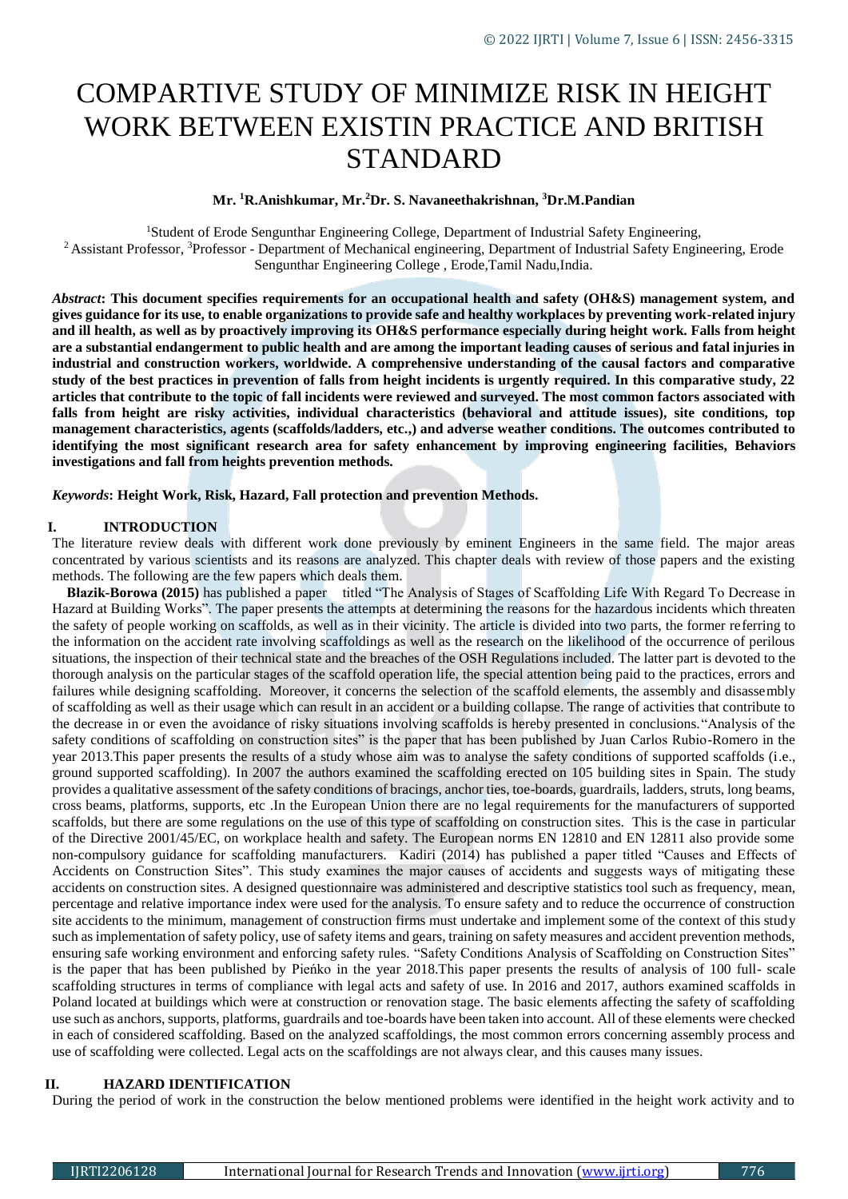# COMPARTIVE STUDY OF MINIMIZE RISK IN HEIGHT WORK BETWEEN EXISTIN PRACTICE AND BRITISH STANDARD

**Mr. [1]R.Anishkumar, Mr.[2]Dr. S. Navaneethakrishnan, [3]Dr.M.Pandian**

[1]Student of Erode Sengunthar Engineering College, Department of Industrial Safety Engineering,
[2] Assistant Professor, [3]Professor - Department of Mechanical engineering, Department of Industrial Safety Engineering, Erode Sengunthar Engineering College , Erode,Tamil Nadu,India.

***Abstract*: This document specifies requirements for an occupational health and safety (OH&S) management system, and gives guidance for its use, to enable organizations to provide safe and healthy workplaces by preventing work-related injury and ill health, as well as by proactively improving its OH&S performance especially during height work. Falls from height are a substantial endangerment to public health and are among the important leading causes of serious and fatal injuries in industrial and construction workers, worldwide. A comprehensive understanding of the causal factors and comparative study of the best practices in prevention of falls from height incidents is urgently required. In this comparative study, 22 articles that contribute to the topic of fall incidents were reviewed and surveyed. The most common factors associated with falls from height are risky activities, individual characteristics (behavioral and attitude issues), site conditions, top management characteristics, agents (scaffolds/ladders, etc.,) and adverse weather conditions. The outcomes contributed to identifying the most significant research area for safety enhancement by improving engineering facilities, Behaviors investigations and fall from heights prevention methods.**

***Keywords*: Height Work, Risk, Hazard, Fall protection and prevention Methods.**

## I. INTRODUCTION

The literature review deals with different work done previously by eminent Engineers in the same field. The major areas concentrated by various scientists and its reasons are analyzed. This chapter deals with review of those papers and the existing methods. The following are the few papers which deals them.

**Błazik-Borowa (2015)** has published a paper titled "The Analysis of Stages of Scaffolding Life With Regard To Decrease in Hazard at Building Works". The paper presents the attempts at determining the reasons for the hazardous incidents which threaten the safety of people working on scaffolds, as well as in their vicinity. The article is divided into two parts, the former referring to the information on the accident rate involving scaffoldings as well as the research on the likelihood of the occurrence of perilous situations, the inspection of their technical state and the breaches of the OSH Regulations included. The latter part is devoted to the thorough analysis on the particular stages of the scaffold operation life, the special attention being paid to the practices, errors and failures while designing scaffolding. Moreover, it concerns the selection of the scaffold elements, the assembly and disassembly of scaffolding as well as their usage which can result in an accident or a building collapse. The range of activities that contribute to the decrease in or even the avoidance of risky situations involving scaffolds is hereby presented in conclusions."Analysis of the safety conditions of scaffolding on construction sites" is the paper that has been published by Juan Carlos Rubio-Romero in the year 2013.This paper presents the results of a study whose aim was to analyse the safety conditions of supported scaffolds (i.e., ground supported scaffolding). In 2007 the authors examined the scaffolding erected on 105 building sites in Spain. The study provides a qualitative assessment of the safety conditions of bracings, anchor ties, toe-boards, guardrails, ladders, struts, long beams, cross beams, platforms, supports, etc .In the European Union there are no legal requirements for the manufacturers of supported scaffolds, but there are some regulations on the use of this type of scaffolding on construction sites. This is the case in particular of the Directive 2001/45/EC, on workplace health and safety. The European norms EN 12810 and EN 12811 also provide some non-compulsory guidance for scaffolding manufacturers. Kadiri (2014) has published a paper titled "Causes and Effects of Accidents on Construction Sites". This study examines the major causes of accidents and suggests ways of mitigating these accidents on construction sites. A designed questionnaire was administered and descriptive statistics tool such as frequency, mean, percentage and relative importance index were used for the analysis. To ensure safety and to reduce the occurrence of construction site accidents to the minimum, management of construction firms must undertake and implement some of the context of this study such as implementation of safety policy, use of safety items and gears, training on safety measures and accident prevention methods, ensuring safe working environment and enforcing safety rules. "Safety Conditions Analysis of Scaffolding on Construction Sites" is the paper that has been published by Pieńko in the year 2018.This paper presents the results of analysis of 100 full- scale scaffolding structures in terms of compliance with legal acts and safety of use. In 2016 and 2017, authors examined scaffolds in Poland located at buildings which were at construction or renovation stage. The basic elements affecting the safety of scaffolding use such as anchors, supports, platforms, guardrails and toe-boards have been taken into account. All of these elements were checked in each of considered scaffolding. Based on the analyzed scaffoldings, the most common errors concerning assembly process and use of scaffolding were collected. Legal acts on the scaffoldings are not always clear, and this causes many issues.

## II. HAZARD IDENTIFICATION

During the period of work in the construction the below mentioned problems were identified in the height work activity and to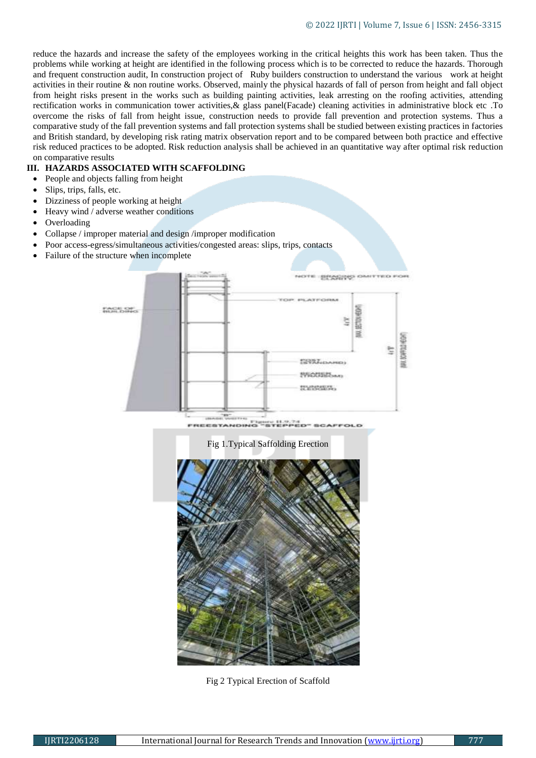reduce the hazards and increase the safety of the employees working in the critical heights this work has been taken. Thus the problems while working at height are identified in the following process which is to be corrected to reduce the hazards. Thorough and frequent construction audit, In construction project of Ruby builders construction to understand the various work at height activities in their routine & non routine works. Observed, mainly the physical hazards of fall of person from height and fall object from height risks present in the works such as building painting activities, leak arresting on the roofing activities, attending rectification works in communication tower activities,& glass panel(Facade) cleaning activities in administrative block etc .To overcome the risks of fall from height issue, construction needs to provide fall prevention and protection systems. Thus a comparative study of the fall prevention systems and fall protection systems shall be studied between existing practices in factories and British standard, by developing risk rating matrix observation report and to be compared between both practice and effective risk reduced practices to be adopted. Risk reduction analysis shall be achieved in an quantitative way after optimal risk reduction on comparative results

## III. HAZARDS ASSOCIATED WITH SCAFFOLDING

- People and objects falling from height
- Slips, trips, falls, etc.
- Dizziness of people working at height
- Heavy wind / adverse weather conditions
- Overloading
- Collapse / improper material and design /improper modification
- Poor access-egress/simultaneous activities/congested areas: slips, trips, contacts
- Failure of the structure when incomplete

Fig 1.Typical Saffolding Erection

Fig 2 Typical Erection of Scaffold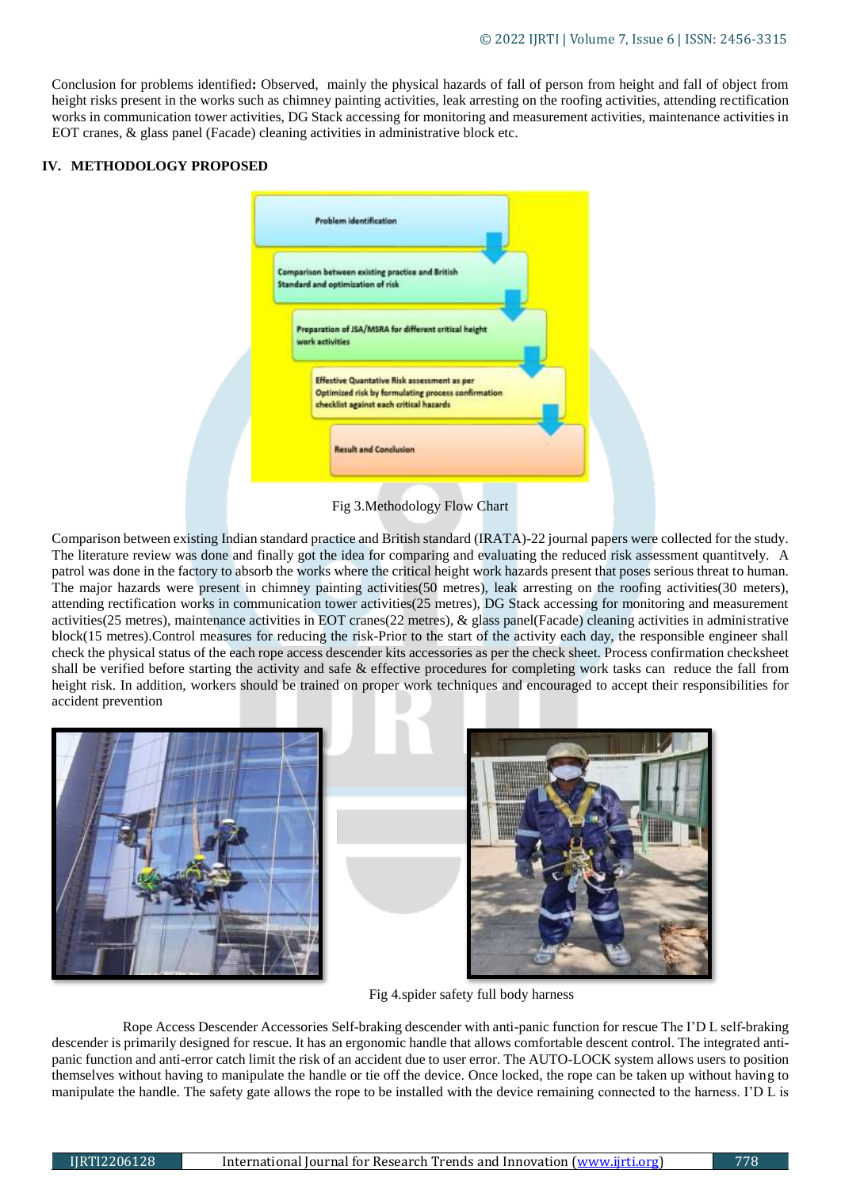Conclusion for problems identified**:** Observed, mainly the physical hazards of fall of person from height and fall of object from height risks present in the works such as chimney painting activities, leak arresting on the roofing activities, attending rectification works in communication tower activities, DG Stack accessing for monitoring and measurement activities, maintenance activities in EOT cranes, & glass panel (Facade) cleaning activities in administrative block etc.

## IV. METHODOLOGY PROPOSED

Problem identification

Comparison between existing practice and British Standard and optimization of risk

Preparation of JSA/MSRA for different critical height work activities

Effective Quantative Risk assessment as per Optimized risk by formulating process confirmation checklist against each critical hazards

Result and Conclusion

Fig 3.Methodology Flow Chart

Comparison between existing Indian standard practice and British standard (IRATA)-22 journal papers were collected for the study. The literature review was done and finally got the idea for comparing and evaluating the reduced risk assessment quantitvely. A patrol was done in the factory to absorb the works where the critical height work hazards present that poses serious threat to human. The major hazards were present in chimney painting activities(50 metres), leak arresting on the roofing activities(30 meters), attending rectification works in communication tower activities(25 metres), DG Stack accessing for monitoring and measurement activities(25 metres), maintenance activities in EOT cranes(22 metres), & glass panel(Facade) cleaning activities in administrative block(15 metres).Control measures for reducing the risk-Prior to the start of the activity each day, the responsible engineer shall check the physical status of the each rope access descender kits accessories as per the check sheet. Process confirmation checksheet shall be verified before starting the activity and safe & effective procedures for completing work tasks can reduce the fall from height risk. In addition, workers should be trained on proper work techniques and encouraged to accept their responsibilities for accident prevention

Fig 4.spider safety full body harness

Rope Access Descender Accessories Self-braking descender with anti-panic function for rescue The I'D L self-braking descender is primarily designed for rescue. It has an ergonomic handle that allows comfortable descent control. The integrated anti-panic function and anti-error catch limit the risk of an accident due to user error. The AUTO-LOCK system allows users to position themselves without having to manipulate the handle or tie off the device. Once locked, the rope can be taken up without having to manipulate the handle. The safety gate allows the rope to be installed with the device remaining connected to the harness. I'D L is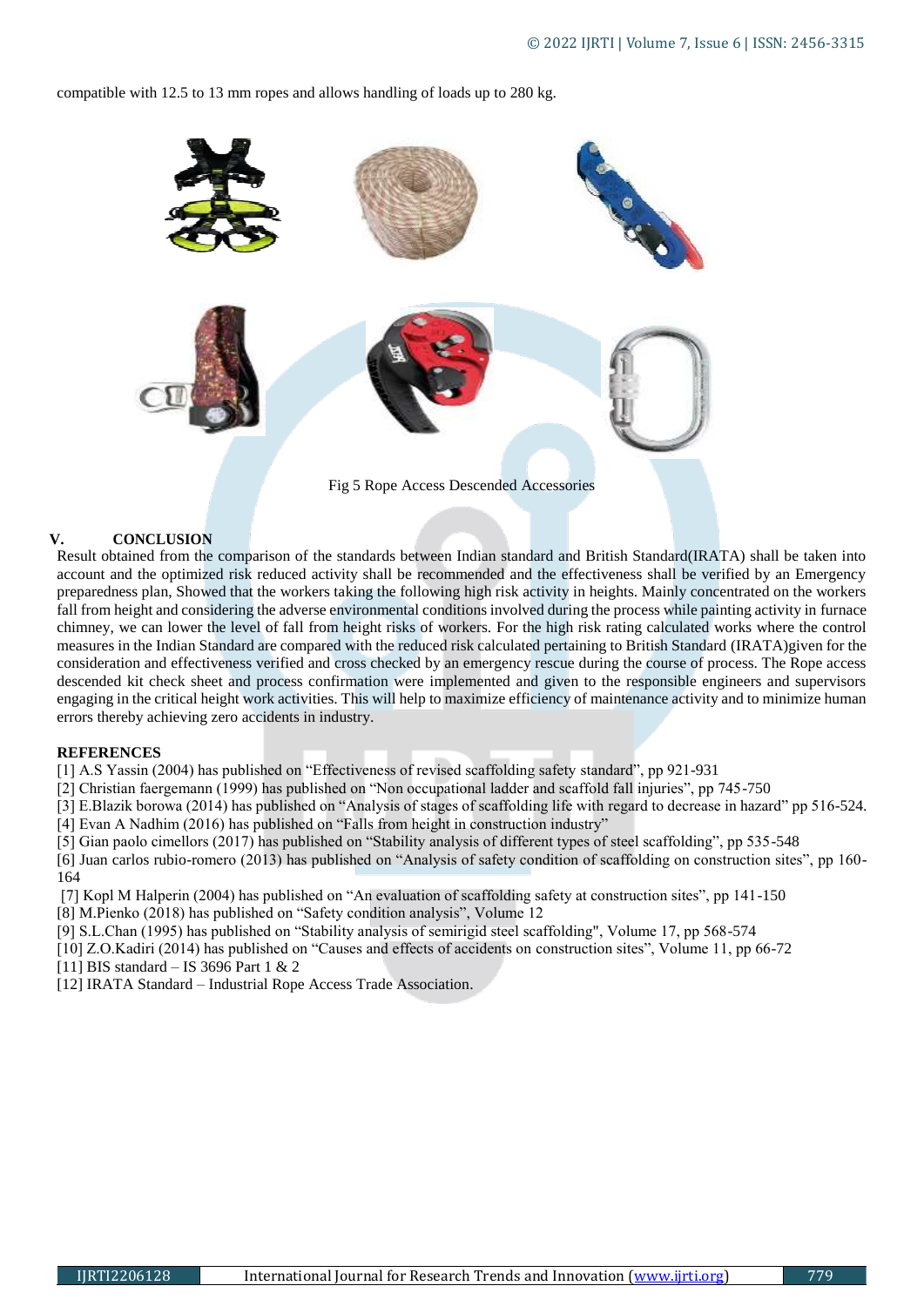compatible with 12.5 to 13 mm ropes and allows handling of loads up to 280 kg.

Fig 5 Rope Access Descended Accessories

## V. CONCLUSION

Result obtained from the comparison of the standards between Indian standard and British Standard(IRATA) shall be taken into account and the optimized risk reduced activity shall be recommended and the effectiveness shall be verified by an Emergency preparedness plan, Showed that the workers taking the following high risk activity in heights. Mainly concentrated on the workers fall from height and considering the adverse environmental conditions involved during the process while painting activity in furnace chimney, we can lower the level of fall from height risks of workers. For the high risk rating calculated works where the control measures in the Indian Standard are compared with the reduced risk calculated pertaining to British Standard (IRATA)given for the consideration and effectiveness verified and cross checked by an emergency rescue during the course of process. The Rope access descended kit check sheet and process confirmation were implemented and given to the responsible engineers and supervisors engaging in the critical height work activities. This will help to maximize efficiency of maintenance activity and to minimize human errors thereby achieving zero accidents in industry.

## REFERENCES

[1] A.S Yassin (2004) has published on "Effectiveness of revised scaffolding safety standard", pp 921-931
[2] Christian faergemann (1999) has published on "Non occupational ladder and scaffold fall injuries", pp 745-750
[3] E.Blazik borowa (2014) has published on "Analysis of stages of scaffolding life with regard to decrease in hazard" pp 516-524.
[4] Evan A Nadhim (2016) has published on "Falls from height in construction industry"
[5] Gian paolo cimellors (2017) has published on "Stability analysis of different types of steel scaffolding", pp 535-548
[6] Juan carlos rubio-romero (2013) has published on "Analysis of safety condition of scaffolding on construction sites", pp 160-164
[7] Kopl M Halperin (2004) has published on "An evaluation of scaffolding safety at construction sites", pp 141-150
[8] M.Pienko (2018) has published on "Safety condition analysis", Volume 12
[9] S.L.Chan (1995) has published on "Stability analysis of semirigid steel scaffolding", Volume 17, pp 568-574
[10] Z.O.Kadiri (2014) has published on "Causes and effects of accidents on construction sites", Volume 11, pp 66-72
[11] BIS standard – IS 3696 Part 1 & 2
[12] IRATA Standard – Industrial Rope Access Trade Association.